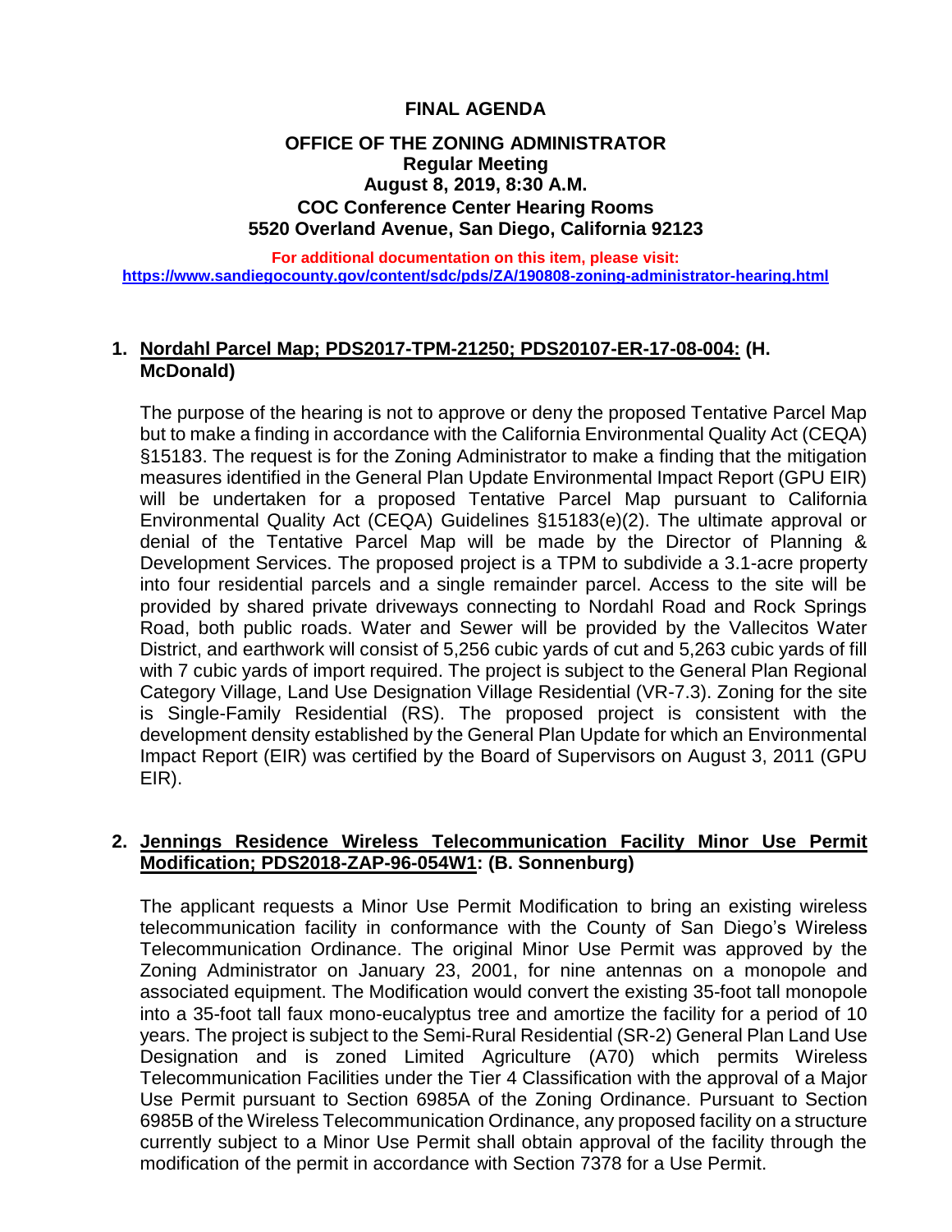# FINAL AGENDA

## OFFICE OF THE ZONING ADMINISTRATOR

**Regular Meeting**
**August 8, 2019, 8:30 A.M.**
**COC Conference Center Hearing Rooms**
**5520 Overland Avenue, San Diego, California 92123**

**For additional documentation on this item, please visit:**
**https://www.sandiegocounty.gov/content/sdc/pds/ZA/190808-zoning-administrator-hearing.html**

1. **Nordahl Parcel Map; PDS2017-TPM-21250; PDS20107-ER-17-08-004: (H. McDonald)**

   The purpose of the hearing is not to approve or deny the proposed Tentative Parcel Map but to make a finding in accordance with the California Environmental Quality Act (CEQA) §15183. The request is for the Zoning Administrator to make a finding that the mitigation measures identified in the General Plan Update Environmental Impact Report (GPU EIR) will be undertaken for a proposed Tentative Parcel Map pursuant to California Environmental Quality Act (CEQA) Guidelines §15183(e)(2). The ultimate approval or denial of the Tentative Parcel Map will be made by the Director of Planning & Development Services. The proposed project is a TPM to subdivide a 3.1-acre property into four residential parcels and a single remainder parcel. Access to the site will be provided by shared private driveways connecting to Nordahl Road and Rock Springs Road, both public roads. Water and Sewer will be provided by the Vallecitos Water District, and earthwork will consist of 5,256 cubic yards of cut and 5,263 cubic yards of fill with 7 cubic yards of import required. The project is subject to the General Plan Regional Category Village, Land Use Designation Village Residential (VR-7.3). Zoning for the site is Single-Family Residential (RS). The proposed project is consistent with the development density established by the General Plan Update for which an Environmental Impact Report (EIR) was certified by the Board of Supervisors on August 3, 2011 (GPU EIR).

2. **Jennings Residence Wireless Telecommunication Facility Minor Use Permit Modification; PDS2018-ZAP-96-054W1: (B. Sonnenburg)**

   The applicant requests a Minor Use Permit Modification to bring an existing wireless telecommunication facility in conformance with the County of San Diego's Wireless Telecommunication Ordinance. The original Minor Use Permit was approved by the Zoning Administrator on January 23, 2001, for nine antennas on a monopole and associated equipment. The Modification would convert the existing 35-foot tall monopole into a 35-foot tall faux mono-eucalyptus tree and amortize the facility for a period of 10 years. The project is subject to the Semi-Rural Residential (SR-2) General Plan Land Use Designation and is zoned Limited Agriculture (A70) which permits Wireless Telecommunication Facilities under the Tier 4 Classification with the approval of a Major Use Permit pursuant to Section 6985A of the Zoning Ordinance. Pursuant to Section 6985B of the Wireless Telecommunication Ordinance, any proposed facility on a structure currently subject to a Minor Use Permit shall obtain approval of the facility through the modification of the permit in accordance with Section 7378 for a Use Permit.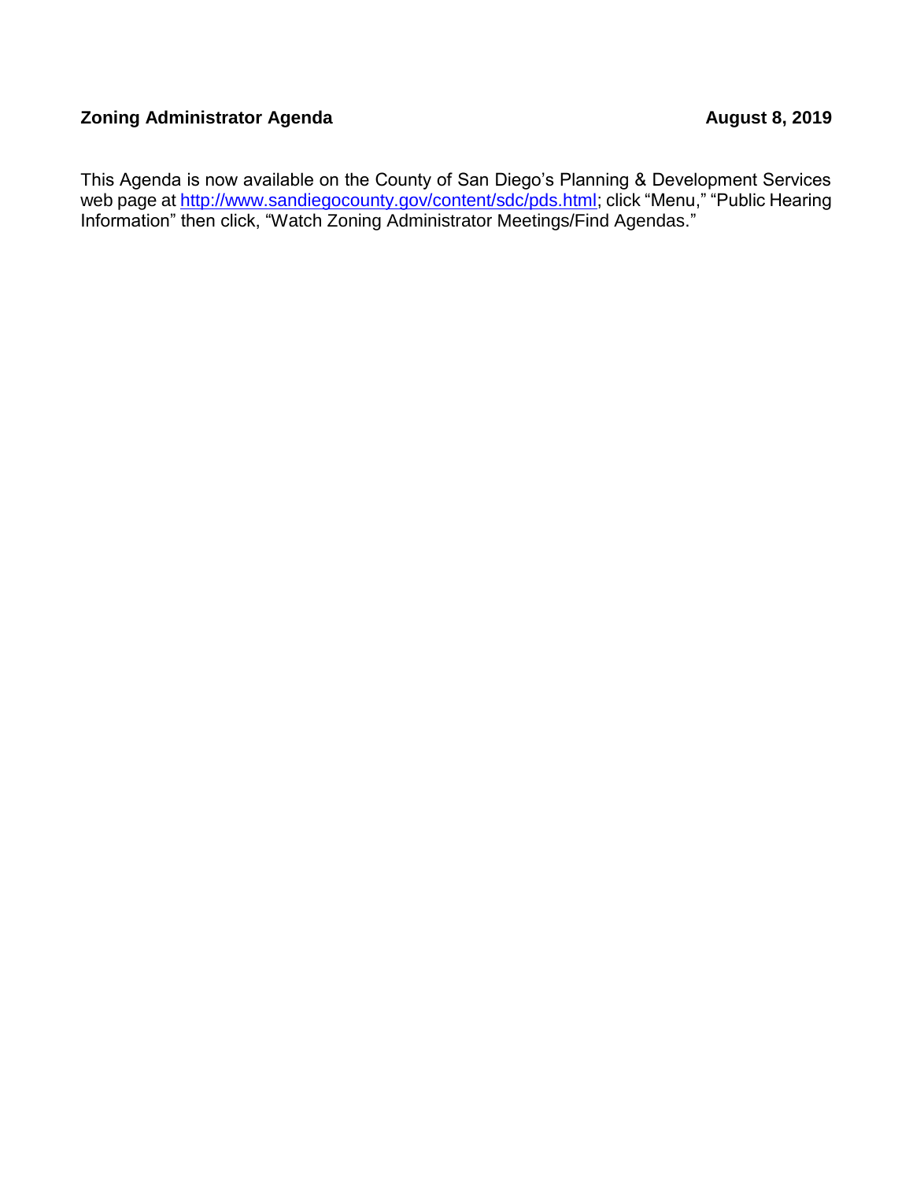**Zoning Administrator Agenda** **August 8, 2019**

This Agenda is now available on the County of San Diego's Planning & Development Services web page at [http://www.sandiegocounty.gov/content/sdc/pds.html](http://www.sandiegocounty.gov/content/sdc/pds.html); click "Menu," "Public Hearing Information" then click, "Watch Zoning Administrator Meetings/Find Agendas."